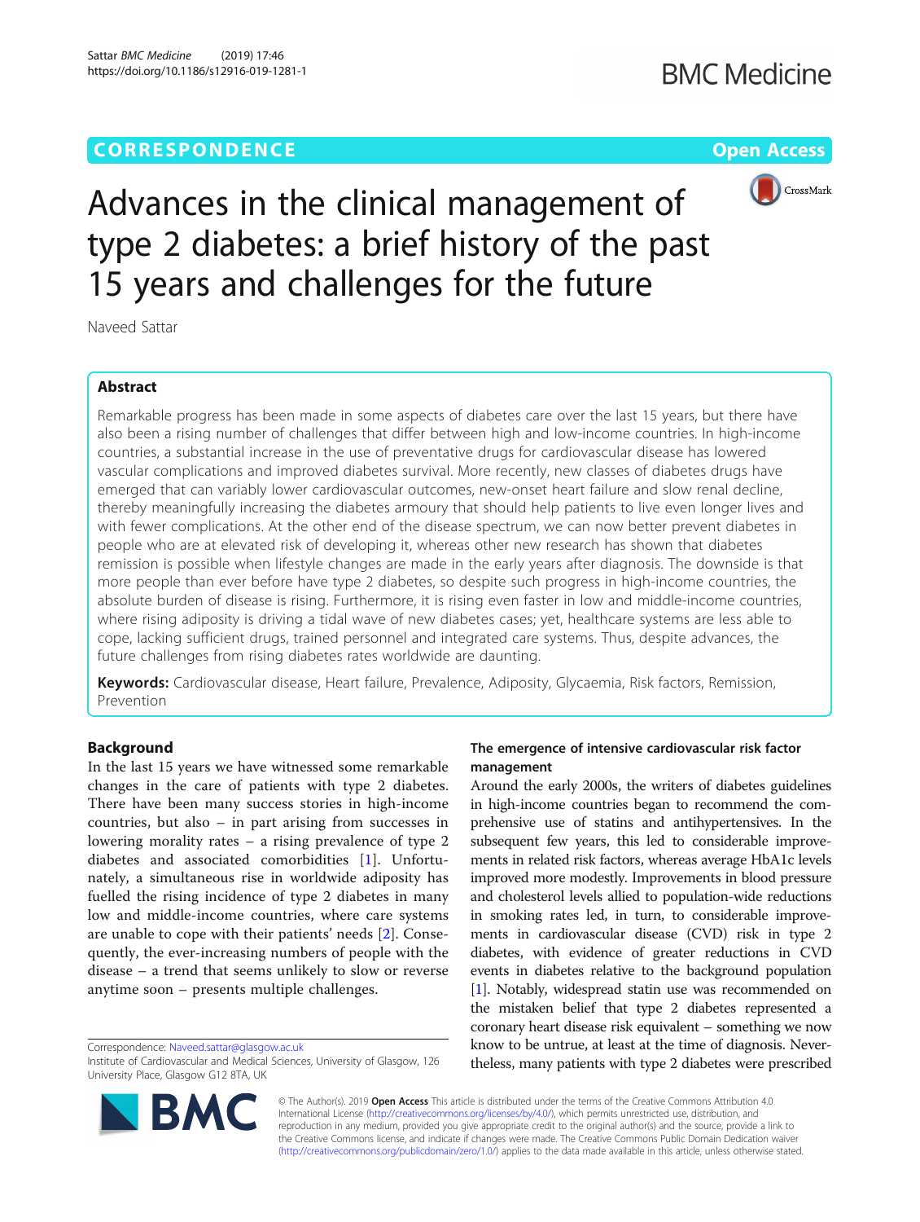CORRESPONDENCE

Open Access

# Advances in the clinical management of type 2 diabetes: a brief history of the past 15 years and challenges for the future

Naveed Sattar

## Abstract

Remarkable progress has been made in some aspects of diabetes care over the last 15 years, but there have also been a rising number of challenges that differ between high and low-income countries. In high-income countries, a substantial increase in the use of preventative drugs for cardiovascular disease has lowered vascular complications and improved diabetes survival. More recently, new classes of diabetes drugs have emerged that can variably lower cardiovascular outcomes, new-onset heart failure and slow renal decline, thereby meaningfully increasing the diabetes armoury that should help patients to live even longer lives and with fewer complications. At the other end of the disease spectrum, we can now better prevent diabetes in people who are at elevated risk of developing it, whereas other new research has shown that diabetes remission is possible when lifestyle changes are made in the early years after diagnosis. The downside is that more people than ever before have type 2 diabetes, so despite such progress in high-income countries, the absolute burden of disease is rising. Furthermore, it is rising even faster in low and middle-income countries, where rising adiposity is driving a tidal wave of new diabetes cases; yet, healthcare systems are less able to cope, lacking sufficient drugs, trained personnel and integrated care systems. Thus, despite advances, the future challenges from rising diabetes rates worldwide are daunting.

**Keywords:** Cardiovascular disease, Heart failure, Prevalence, Adiposity, Glycaemia, Risk factors, Remission, Prevention

## Background

In the last 15 years we have witnessed some remarkable changes in the care of patients with type 2 diabetes. There have been many success stories in high-income countries, but also – in part arising from successes in lowering morality rates – a rising prevalence of type 2 diabetes and associated comorbidities [1]. Unfortunately, a simultaneous rise in worldwide adiposity has fuelled the rising incidence of type 2 diabetes in many low and middle-income countries, where care systems are unable to cope with their patients' needs [2]. Consequently, the ever-increasing numbers of people with the disease – a trend that seems unlikely to slow or reverse anytime soon – presents multiple challenges.

Correspondence: Naveed.sattar@glasgow.ac.uk
Institute of Cardiovascular and Medical Sciences, University of Glasgow, 126 University Place, Glasgow G12 8TA, UK

## The emergence of intensive cardiovascular risk factor management

Around the early 2000s, the writers of diabetes guidelines in high-income countries began to recommend the comprehensive use of statins and antihypertensives. In the subsequent few years, this led to considerable improvements in related risk factors, whereas average HbA1c levels improved more modestly. Improvements in blood pressure and cholesterol levels allied to population-wide reductions in smoking rates led, in turn, to considerable improvements in cardiovascular disease (CVD) risk in type 2 diabetes, with evidence of greater reductions in CVD events in diabetes relative to the background population [1]. Notably, widespread statin use was recommended on the mistaken belief that type 2 diabetes represented a coronary heart disease risk equivalent – something we now know to be untrue, at least at the time of diagnosis. Nevertheless, many patients with type 2 diabetes were prescribed

© The Author(s). 2019 **Open Access** This article is distributed under the terms of the Creative Commons Attribution 4.0 International License (http://creativecommons.org/licenses/by/4.0/), which permits unrestricted use, distribution, and reproduction in any medium, provided you give appropriate credit to the original author(s) and the source, provide a link to the Creative Commons license, and indicate if changes were made. The Creative Commons Public Domain Dedication waiver (http://creativecommons.org/publicdomain/zero/1.0/) applies to the data made available in this article, unless otherwise stated.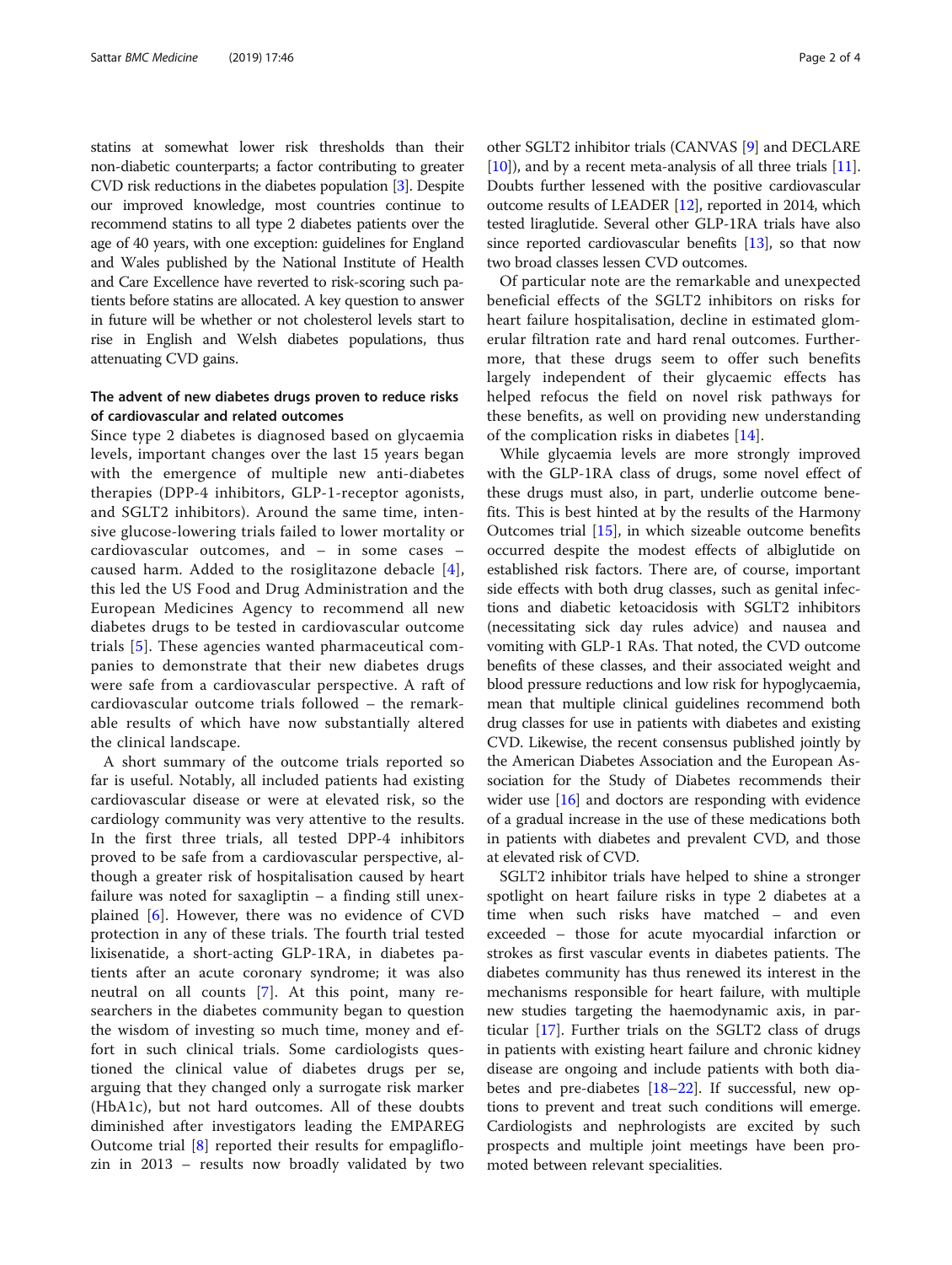statins at somewhat lower risk thresholds than their non-diabetic counterparts; a factor contributing to greater CVD risk reductions in the diabetes population [3]. Despite our improved knowledge, most countries continue to recommend statins to all type 2 diabetes patients over the age of 40 years, with one exception: guidelines for England and Wales published by the National Institute of Health and Care Excellence have reverted to risk-scoring such patients before statins are allocated. A key question to answer in future will be whether or not cholesterol levels start to rise in English and Welsh diabetes populations, thus attenuating CVD gains.

### The advent of new diabetes drugs proven to reduce risks of cardiovascular and related outcomes

Since type 2 diabetes is diagnosed based on glycaemia levels, important changes over the last 15 years began with the emergence of multiple new anti-diabetes therapies (DPP-4 inhibitors, GLP-1-receptor agonists, and SGLT2 inhibitors). Around the same time, intensive glucose-lowering trials failed to lower mortality or cardiovascular outcomes, and – in some cases – caused harm. Added to the rosiglitazone debacle [4], this led the US Food and Drug Administration and the European Medicines Agency to recommend all new diabetes drugs to be tested in cardiovascular outcome trials [5]. These agencies wanted pharmaceutical companies to demonstrate that their new diabetes drugs were safe from a cardiovascular perspective. A raft of cardiovascular outcome trials followed – the remarkable results of which have now substantially altered the clinical landscape.

A short summary of the outcome trials reported so far is useful. Notably, all included patients had existing cardiovascular disease or were at elevated risk, so the cardiology community was very attentive to the results. In the first three trials, all tested DPP-4 inhibitors proved to be safe from a cardiovascular perspective, although a greater risk of hospitalisation caused by heart failure was noted for saxagliptin – a finding still unexplained [6]. However, there was no evidence of CVD protection in any of these trials. The fourth trial tested lixisenatide, a short-acting GLP-1RA, in diabetes patients after an acute coronary syndrome; it was also neutral on all counts [7]. At this point, many researchers in the diabetes community began to question the wisdom of investing so much time, money and effort in such clinical trials. Some cardiologists questioned the clinical value of diabetes drugs per se, arguing that they changed only a surrogate risk marker (HbA1c), but not hard outcomes. All of these doubts diminished after investigators leading the EMPAREG Outcome trial [8] reported their results for empagliflozin in 2013 – results now broadly validated by two other SGLT2 inhibitor trials (CANVAS [9] and DECLARE [10]), and by a recent meta-analysis of all three trials [11]. Doubts further lessened with the positive cardiovascular outcome results of LEADER [12], reported in 2014, which tested liraglutide. Several other GLP-1RA trials have also since reported cardiovascular benefits [13], so that now two broad classes lessen CVD outcomes.

Of particular note are the remarkable and unexpected beneficial effects of the SGLT2 inhibitors on risks for heart failure hospitalisation, decline in estimated glomerular filtration rate and hard renal outcomes. Furthermore, that these drugs seem to offer such benefits largely independent of their glycaemic effects has helped refocus the field on novel risk pathways for these benefits, as well on providing new understanding of the complication risks in diabetes [14].

While glycaemia levels are more strongly improved with the GLP-1RA class of drugs, some novel effect of these drugs must also, in part, underlie outcome benefits. This is best hinted at by the results of the Harmony Outcomes trial [15], in which sizeable outcome benefits occurred despite the modest effects of albiglutide on established risk factors. There are, of course, important side effects with both drug classes, such as genital infections and diabetic ketoacidosis with SGLT2 inhibitors (necessitating sick day rules advice) and nausea and vomiting with GLP-1 RAs. That noted, the CVD outcome benefits of these classes, and their associated weight and blood pressure reductions and low risk for hypoglycaemia, mean that multiple clinical guidelines recommend both drug classes for use in patients with diabetes and existing CVD. Likewise, the recent consensus published jointly by the American Diabetes Association and the European Association for the Study of Diabetes recommends their wider use [16] and doctors are responding with evidence of a gradual increase in the use of these medications both in patients with diabetes and prevalent CVD, and those at elevated risk of CVD.

SGLT2 inhibitor trials have helped to shine a stronger spotlight on heart failure risks in type 2 diabetes at a time when such risks have matched – and even exceeded – those for acute myocardial infarction or strokes as first vascular events in diabetes patients. The diabetes community has thus renewed its interest in the mechanisms responsible for heart failure, with multiple new studies targeting the haemodynamic axis, in particular [17]. Further trials on the SGLT2 class of drugs in patients with existing heart failure and chronic kidney disease are ongoing and include patients with both diabetes and pre-diabetes [18–22]. If successful, new options to prevent and treat such conditions will emerge. Cardiologists and nephrologists are excited by such prospects and multiple joint meetings have been promoted between relevant specialities.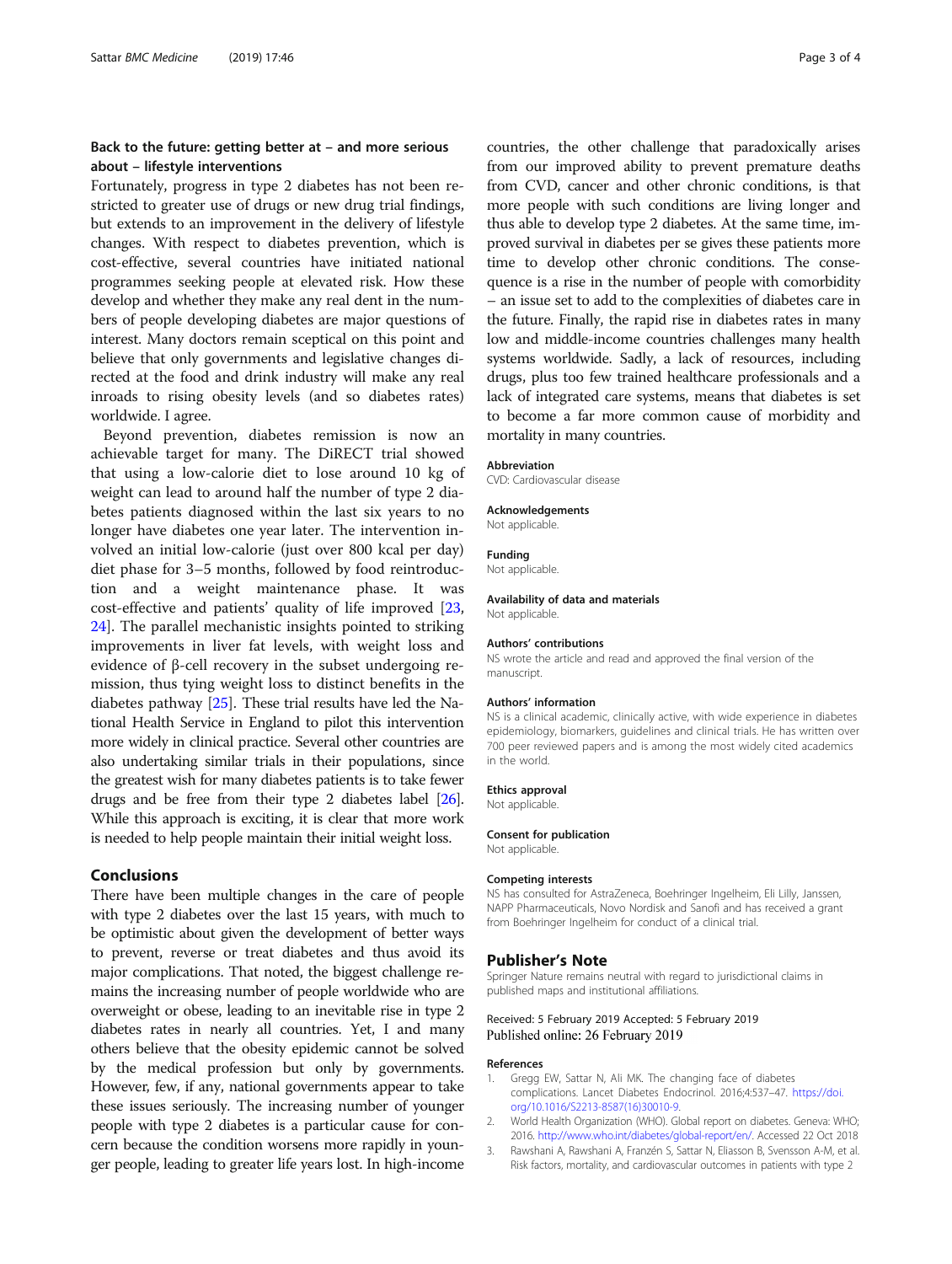## Back to the future: getting better at – and more serious about – lifestyle interventions

Fortunately, progress in type 2 diabetes has not been restricted to greater use of drugs or new drug trial findings, but extends to an improvement in the delivery of lifestyle changes. With respect to diabetes prevention, which is cost-effective, several countries have initiated national programmes seeking people at elevated risk. How these develop and whether they make any real dent in the numbers of people developing diabetes are major questions of interest. Many doctors remain sceptical on this point and believe that only governments and legislative changes directed at the food and drink industry will make any real inroads to rising obesity levels (and so diabetes rates) worldwide. I agree.

Beyond prevention, diabetes remission is now an achievable target for many. The DiRECT trial showed that using a low-calorie diet to lose around 10 kg of weight can lead to around half the number of type 2 diabetes patients diagnosed within the last six years to no longer have diabetes one year later. The intervention involved an initial low-calorie (just over 800 kcal per day) diet phase for 3–5 months, followed by food reintroduction and a weight maintenance phase. It was cost-effective and patients' quality of life improved [23, 24]. The parallel mechanistic insights pointed to striking improvements in liver fat levels, with weight loss and evidence of β-cell recovery in the subset undergoing remission, thus tying weight loss to distinct benefits in the diabetes pathway [25]. These trial results have led the National Health Service in England to pilot this intervention more widely in clinical practice. Several other countries are also undertaking similar trials in their populations, since the greatest wish for many diabetes patients is to take fewer drugs and be free from their type 2 diabetes label [26]. While this approach is exciting, it is clear that more work is needed to help people maintain their initial weight loss.

## Conclusions

There have been multiple changes in the care of people with type 2 diabetes over the last 15 years, with much to be optimistic about given the development of better ways to prevent, reverse or treat diabetes and thus avoid its major complications. That noted, the biggest challenge remains the increasing number of people worldwide who are overweight or obese, leading to an inevitable rise in type 2 diabetes rates in nearly all countries. Yet, I and many others believe that the obesity epidemic cannot be solved by the medical profession but only by governments. However, few, if any, national governments appear to take these issues seriously. The increasing number of younger people with type 2 diabetes is a particular cause for concern because the condition worsens more rapidly in younger people, leading to greater life years lost. In high-income countries, the other challenge that paradoxically arises from our improved ability to prevent premature deaths from CVD, cancer and other chronic conditions, is that more people with such conditions are living longer and thus able to develop type 2 diabetes. At the same time, improved survival in diabetes per se gives these patients more time to develop other chronic conditions. The consequence is a rise in the number of people with comorbidity – an issue set to add to the complexities of diabetes care in the future. Finally, the rapid rise in diabetes rates in many low and middle-income countries challenges many health systems worldwide. Sadly, a lack of resources, including drugs, plus too few trained healthcare professionals and a lack of integrated care systems, means that diabetes is set to become a far more common cause of morbidity and mortality in many countries.

### Abbreviation

CVD: Cardiovascular disease

### Acknowledgements

Not applicable.

### Funding

Not applicable.

### Availability of data and materials

Not applicable.

### Authors' contributions

NS wrote the article and read and approved the final version of the manuscript.

### Authors' information

NS is a clinical academic, clinically active, with wide experience in diabetes epidemiology, biomarkers, guidelines and clinical trials. He has written over 700 peer reviewed papers and is among the most widely cited academics in the world.

### Ethics approval

Not applicable.

### Consent for publication

Not applicable.

### Competing interests

NS has consulted for AstraZeneca, Boehringer Ingelheim, Eli Lilly, Janssen, NAPP Pharmaceuticals, Novo Nordisk and Sanofi and has received a grant from Boehringer Ingelheim for conduct of a clinical trial.

## Publisher's Note

Springer Nature remains neutral with regard to jurisdictional claims in published maps and institutional affiliations.

Received: 5 February 2019 Accepted: 5 February 2019
Published online: 26 February 2019

### References

1. Gregg EW, Sattar N, Ali MK. The changing face of diabetes complications. Lancet Diabetes Endocrinol. 2016;4:537–47. https://doi.org/10.1016/S2213-8587(16)30010-9.
2. World Health Organization (WHO). Global report on diabetes. Geneva: WHO; 2016. http://www.who.int/diabetes/global-report/en/. Accessed 22 Oct 2018
3. Rawshani A, Rawshani A, Franzén S, Sattar N, Eliasson B, Svensson A-M, et al. Risk factors, mortality, and cardiovascular outcomes in patients with type 2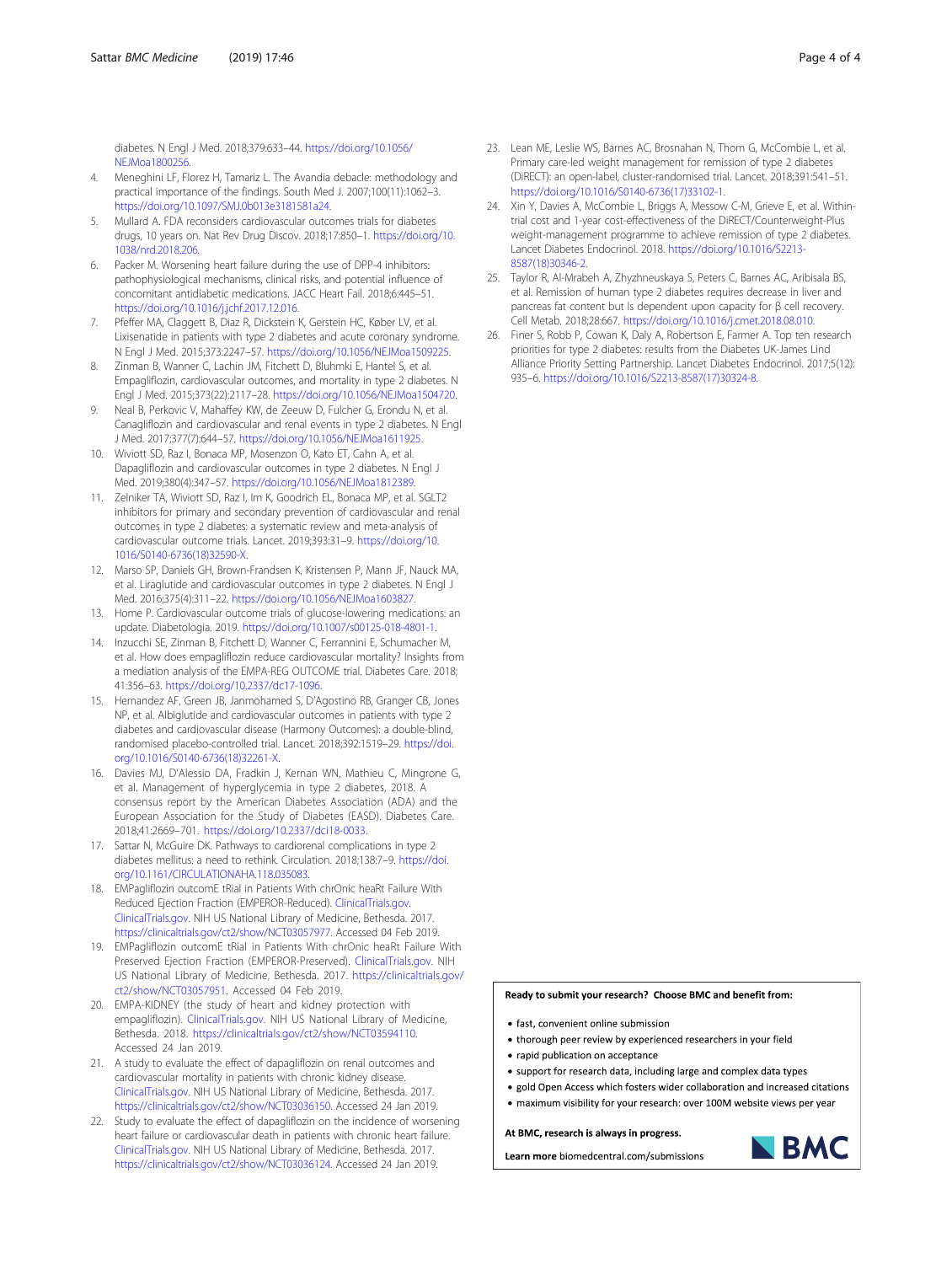diabetes. N Engl J Med. 2018;379:633–44. https://doi.org/10.1056/NEJMoa1800256.

4. Meneghini LF, Florez H, Tamariz L. The Avandia debacle: methodology and practical importance of the findings. South Med J. 2007;100(11):1062–3. https://doi.org/10.1097/SMJ.0b013e3181581a24.
5. Mullard A. FDA reconsiders cardiovascular outcomes trials for diabetes drugs, 10 years on. Nat Rev Drug Discov. 2018;17:850–1. https://doi.org/10.1038/nrd.2018.206.
6. Packer M. Worsening heart failure during the use of DPP-4 inhibitors: pathophysiological mechanisms, clinical risks, and potential influence of concomitant antidiabetic medications. JACC Heart Fail. 2018;6:445–51. https://doi.org/10.1016/j.jchf.2017.12.016.
7. Pfeffer MA, Claggett B, Diaz R, Dickstein K, Gerstein HC, Køber LV, et al. Lixisenatide in patients with type 2 diabetes and acute coronary syndrome. N Engl J Med. 2015;373:2247–57. https://doi.org/10.1056/NEJMoa1509225.
8. Zinman B, Wanner C, Lachin JM, Fitchett D, Bluhmki E, Hantel S, et al. Empagliflozin, cardiovascular outcomes, and mortality in type 2 diabetes. N Engl J Med. 2015;373(22):2117–28. https://doi.org/10.1056/NEJMoa1504720.
9. Neal B, Perkovic V, Mahaffey KW, de Zeeuw D, Fulcher G, Erondu N, et al. Canagliflozin and cardiovascular and renal events in type 2 diabetes. N Engl J Med. 2017;377(7):644–57. https://doi.org/10.1056/NEJMoa1611925.
10. Wiviott SD, Raz I, Bonaca MP, Mosenzon O, Kato ET, Cahn A, et al. Dapagliflozin and cardiovascular outcomes in type 2 diabetes. N Engl J Med. 2019;380(4):347–57. https://doi.org/10.1056/NEJMoa1812389.
11. Zelniker TA, Wiviott SD, Raz I, Im K, Goodrich EL, Bonaca MP, et al. SGLT2 inhibitors for primary and secondary prevention of cardiovascular and renal outcomes in type 2 diabetes: a systematic review and meta-analysis of cardiovascular outcome trials. Lancet. 2019;393:31–9. https://doi.org/10.1016/S0140-6736(18)32590-X.
12. Marso SP, Daniels GH, Brown-Frandsen K, Kristensen P, Mann JF, Nauck MA, et al. Liraglutide and cardiovascular outcomes in type 2 diabetes. N Engl J Med. 2016;375(4):311–22. https://doi.org/10.1056/NEJMoa1603827.
13. Home P. Cardiovascular outcome trials of glucose-lowering medications: an update. Diabetologia. 2019. https://doi.org/10.1007/s00125-018-4801-1.
14. Inzucchi SE, Zinman B, Fitchett D, Wanner C, Ferrannini E, Schumacher M, et al. How does empagliflozin reduce cardiovascular mortality? Insights from a mediation analysis of the EMPA-REG OUTCOME trial. Diabetes Care. 2018;41:356–63. https://doi.org/10.2337/dc17-1096.
15. Hernandez AF, Green JB, Janmohamed S, D'Agostino RB, Granger CB, Jones NP, et al. Albiglutide and cardiovascular outcomes in patients with type 2 diabetes and cardiovascular disease (Harmony Outcomes): a double-blind, randomised placebo-controlled trial. Lancet. 2018;392:1519–29. https://doi.org/10.1016/S0140-6736(18)32261-X.
16. Davies MJ, D'Alessio DA, Fradkin J, Kernan WN, Mathieu C, Mingrone G, et al. Management of hyperglycemia in type 2 diabetes, 2018. A consensus report by the American Diabetes Association (ADA) and the European Association for the Study of Diabetes (EASD). Diabetes Care. 2018;41:2669–701. https://doi.org/10.2337/dci18-0033.
17. Sattar N, McGuire DK. Pathways to cardiorenal complications in type 2 diabetes mellitus: a need to rethink. Circulation. 2018;138:7–9. https://doi.org/10.1161/CIRCULATIONAHA.118.035083.
18. EMPagliflozin outcomE tRial in Patients With chrOnic heaRt Failure With Reduced Ejection Fraction (EMPEROR-Reduced). ClinicalTrials.gov. NIH US National Library of Medicine, Bethesda. 2017. https://clinicaltrials.gov/ct2/show/NCT03057977. Accessed 04 Feb 2019.
19. EMPagliflozin outcomE tRial in Patients With chrOnic heaRt Failure With Preserved Ejection Fraction (EMPEROR-Preserved). ClinicalTrials.gov. NIH US National Library of Medicine, Bethesda. 2017. https://clinicaltrials.gov/ct2/show/NCT03057951. Accessed 04 Feb 2019.
20. EMPA-KIDNEY (the study of heart and kidney protection with empagliflozin). ClinicalTrials.gov. NIH US National Library of Medicine, Bethesda. 2018. https://clinicaltrials.gov/ct2/show/NCT03594110. Accessed 24 Jan 2019.
21. A study to evaluate the effect of dapagliflozin on renal outcomes and cardiovascular mortality in patients with chronic kidney disease. ClinicalTrials.gov. NIH US National Library of Medicine, Bethesda. 2017. https://clinicaltrials.gov/ct2/show/NCT03036150. Accessed 24 Jan 2019.
22. Study to evaluate the effect of dapagliflozin on the incidence of worsening heart failure or cardiovascular death in patients with chronic heart failure. ClinicalTrials.gov. NIH US National Library of Medicine, Bethesda. 2017. https://clinicaltrials.gov/ct2/show/NCT03036124. Accessed 24 Jan 2019.
23. Lean ME, Leslie WS, Barnes AC, Brosnahan N, Thom G, McCombie L, et al. Primary care-led weight management for remission of type 2 diabetes (DiRECT): an open-label, cluster-randomised trial. Lancet. 2018;391:541–51. https://doi.org/10.1016/S0140-6736(17)33102-1.
24. Xin Y, Davies A, McCombie L, Briggs A, Messow C-M, Grieve E, et al. Within-trial cost and 1-year cost-effectiveness of the DiRECT/Counterweight-Plus weight-management programme to achieve remission of type 2 diabetes. Lancet Diabetes Endocrinol. 2018. https://doi.org/10.1016/S2213-8587(18)30346-2.
25. Taylor R, Al-Mrabeh A, Zhyzhneuskaya S, Peters C, Barnes AC, Aribisala BS, et al. Remission of human type 2 diabetes requires decrease in liver and pancreas fat content but Is dependent upon capacity for β cell recovery. Cell Metab. 2018;28:667. https://doi.org/10.1016/j.cmet.2018.08.010.
26. Finer S, Robb P, Cowan K, Daly A, Robertson E, Farmer A. Top ten research priorities for type 2 diabetes: results from the Diabetes UK-James Lind Alliance Priority Setting Partnership. Lancet Diabetes Endocrinol. 2017;5(12):935–6. https://doi.org/10.1016/S2213-8587(17)30324-8.

**Ready to submit your research? Choose BMC and benefit from:**

- fast, convenient online submission
- thorough peer review by experienced researchers in your field
- rapid publication on acceptance
- support for research data, including large and complex data types
- gold Open Access which fosters wider collaboration and increased citations
- maximum visibility for your research: over 100M website views per year

**At BMC, research is always in progress.**

**Learn more** biomedcentral.com/submissions

BMC